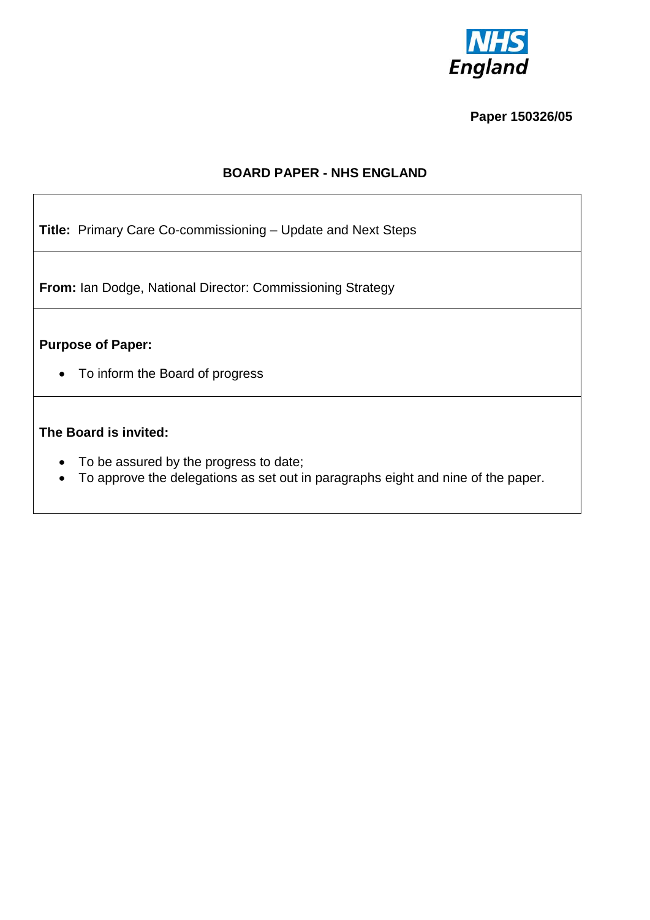**Paper 150326/05**

**BOARD PAPER - NHS ENGLAND**

**Title:** Primary Care Co-commissioning – Update and Next Steps

**From:** Ian Dodge, National Director: Commissioning Strategy

**Purpose of Paper:**

- To inform the Board of progress

**The Board is invited:**

- To be assured by the progress to date;
- To approve the delegations as set out in paragraphs eight and nine of the paper.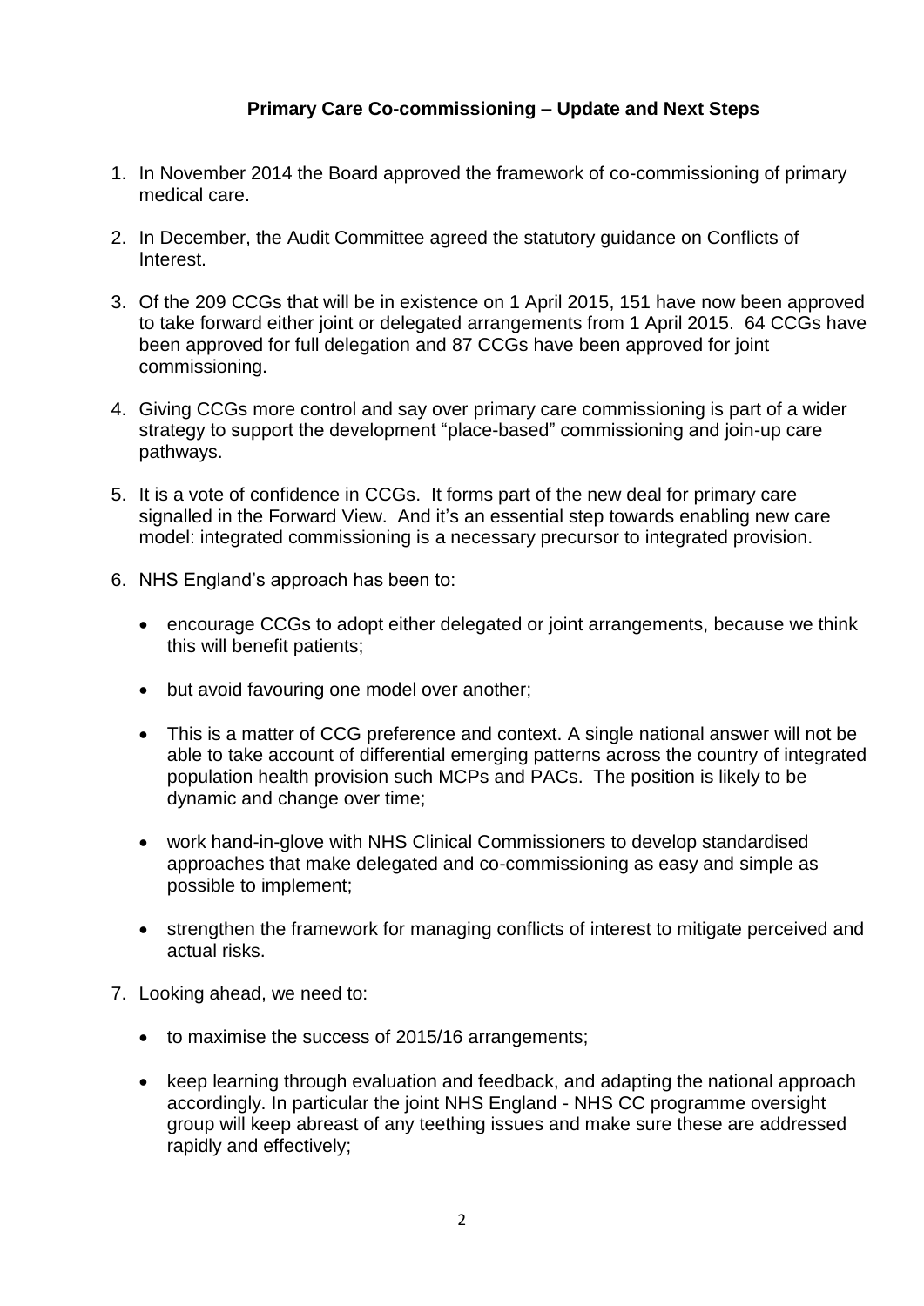**Primary Care Co-commissioning – Update and Next Steps**

1. In November 2014 the Board approved the framework of co-commissioning of primary medical care.

2. In December, the Audit Committee agreed the statutory guidance on Conflicts of Interest.

3. Of the 209 CCGs that will be in existence on 1 April 2015, 151 have now been approved to take forward either joint or delegated arrangements from 1 April 2015. 64 CCGs have been approved for full delegation and 87 CCGs have been approved for joint commissioning.

4. Giving CCGs more control and say over primary care commissioning is part of a wider strategy to support the development "place-based" commissioning and join-up care pathways.

5. It is a vote of confidence in CCGs. It forms part of the new deal for primary care signalled in the Forward View. And it's an essential step towards enabling new care model: integrated commissioning is a necessary precursor to integrated provision.

6. NHS England's approach has been to:

   - encourage CCGs to adopt either delegated or joint arrangements, because we think this will benefit patients;

   - but avoid favouring one model over another;

   - This is a matter of CCG preference and context. A single national answer will not be able to take account of differential emerging patterns across the country of integrated population health provision such MCPs and PACs. The position is likely to be dynamic and change over time;

   - work hand-in-glove with NHS Clinical Commissioners to develop standardised approaches that make delegated and co-commissioning as easy and simple as possible to implement;

   - strengthen the framework for managing conflicts of interest to mitigate perceived and actual risks.

7. Looking ahead, we need to:

   - to maximise the success of 2015/16 arrangements;

   - keep learning through evaluation and feedback, and adapting the national approach accordingly. In particular the joint NHS England - NHS CC programme oversight group will keep abreast of any teething issues and make sure these are addressed rapidly and effectively;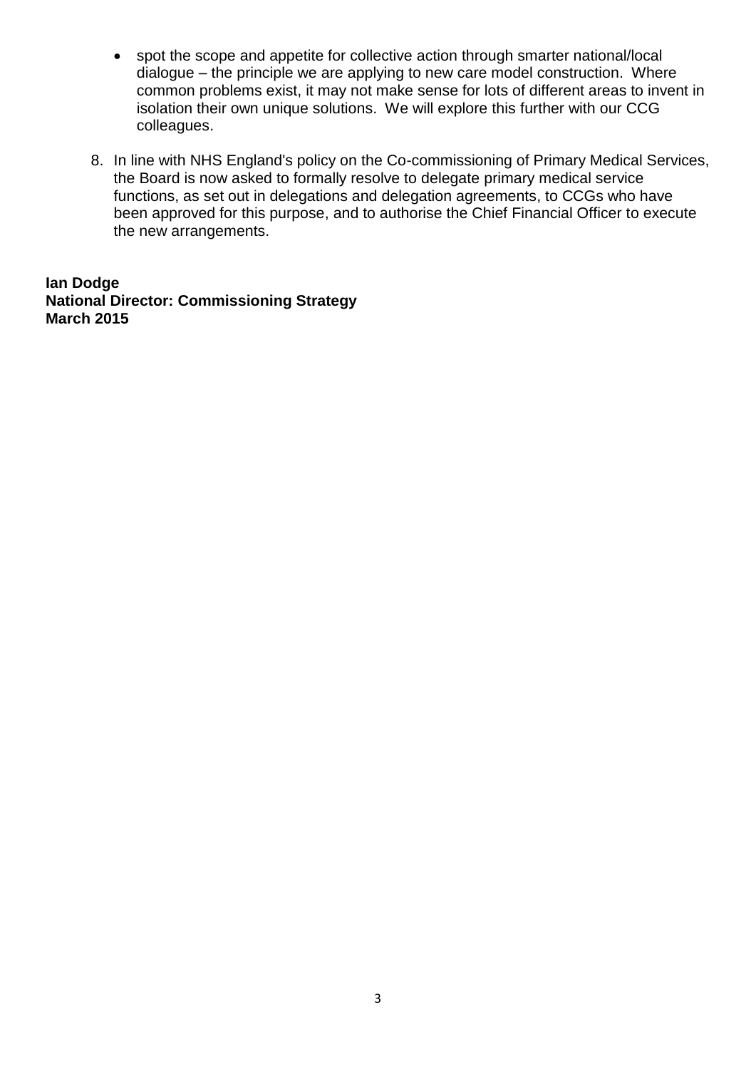- spot the scope and appetite for collective action through smarter national/local dialogue – the principle we are applying to new care model construction. Where common problems exist, it may not make sense for lots of different areas to invent in isolation their own unique solutions. We will explore this further with our CCG colleagues.

8. In line with NHS England's policy on the Co-commissioning of Primary Medical Services, the Board is now asked to formally resolve to delegate primary medical service functions, as set out in delegations and delegation agreements, to CCGs who have been approved for this purpose, and to authorise the Chief Financial Officer to execute the new arrangements.

**Ian Dodge**
**National Director: Commissioning Strategy**
**March 2015**